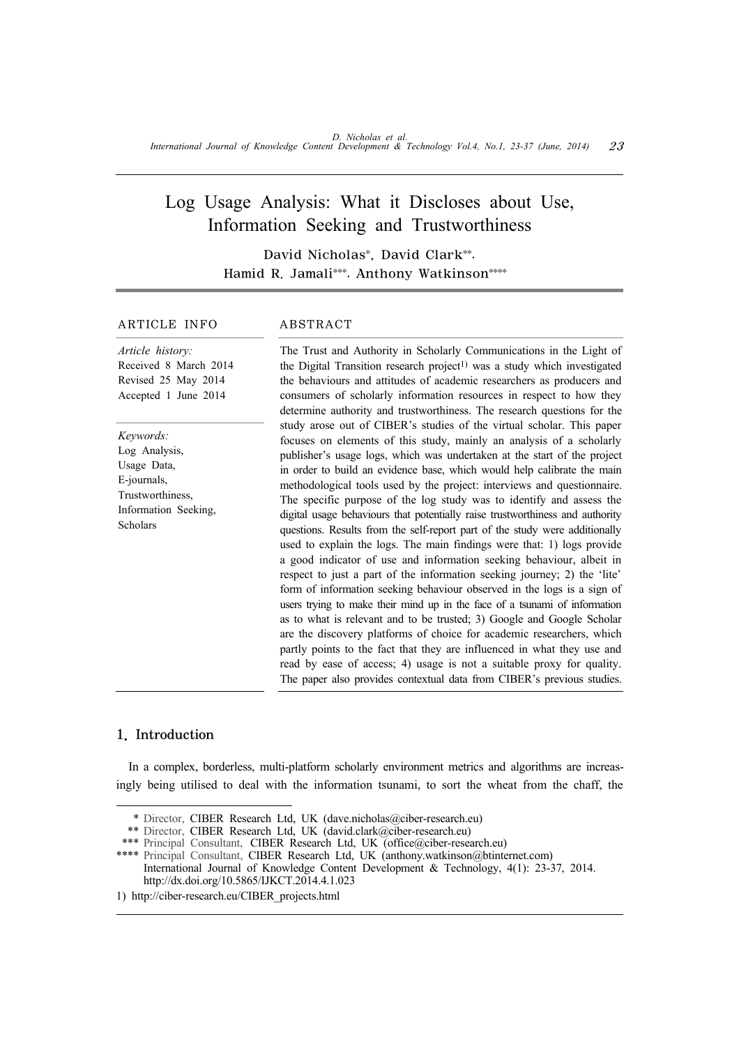# Log Usage Analysis: What it Discloses about Use, Information Seeking and Trustworthiness

David Nicholas*, David Clark**, Hamid R. Jamali***, Anthony Watkinson****

## ARTICLE INFO

*Article history:*
Received 8 March 2014
Revised 25 May 2014
Accepted 1 June 2014

*Keywords:*
Log Analysis,
Usage Data,
E-journals,
Trustworthiness,
Information Seeking,
Scholars

## ABSTRACT

The Trust and Authority in Scholarly Communications in the Light of the Digital Transition research project[1] was a study which investigated the behaviours and attitudes of academic researchers as producers and consumers of scholarly information resources in respect to how they determine authority and trustworthiness. The research questions for the study arose out of CIBER's studies of the virtual scholar. This paper focuses on elements of this study, mainly an analysis of a scholarly publisher's usage logs, which was undertaken at the start of the project in order to build an evidence base, which would help calibrate the main methodological tools used by the project: interviews and questionnaire. The specific purpose of the log study was to identify and assess the digital usage behaviours that potentially raise trustworthiness and authority questions. Results from the self-report part of the study were additionally used to explain the logs. The main findings were that: 1) logs provide a good indicator of use and information seeking behaviour, albeit in respect to just a part of the information seeking journey; 2) the 'lite' form of information seeking behaviour observed in the logs is a sign of users trying to make their mind up in the face of a tsunami of information as to what is relevant and to be trusted; 3) Google and Google Scholar are the discovery platforms of choice for academic researchers, which partly points to the fact that they are influenced in what they use and read by ease of access; 4) usage is not a suitable proxy for quality. The paper also provides contextual data from CIBER's previous studies.

## 1. Introduction

In a complex, borderless, multi-platform scholarly environment metrics and algorithms are increasingly being utilised to deal with the information tsunami, to sort the wheat from the chaff, the

---

\* Director, CIBER Research Ltd, UK (dave.nicholas@ciber-research.eu)
\*\* Director, CIBER Research Ltd, UK (david.clark@ciber-research.eu)
\*\*\* Principal Consultant, CIBER Research Ltd, UK (office@ciber-research.eu)
\*\*\*\* Principal Consultant, CIBER Research Ltd, UK (anthony.watkinson@btinternet.com)
International Journal of Knowledge Content Development & Technology, 4(1): 23-37, 2014.
http://dx.doi.org/10.5865/IJKCT.2014.4.1.023

1) http://ciber-research.eu/CIBER_projects.html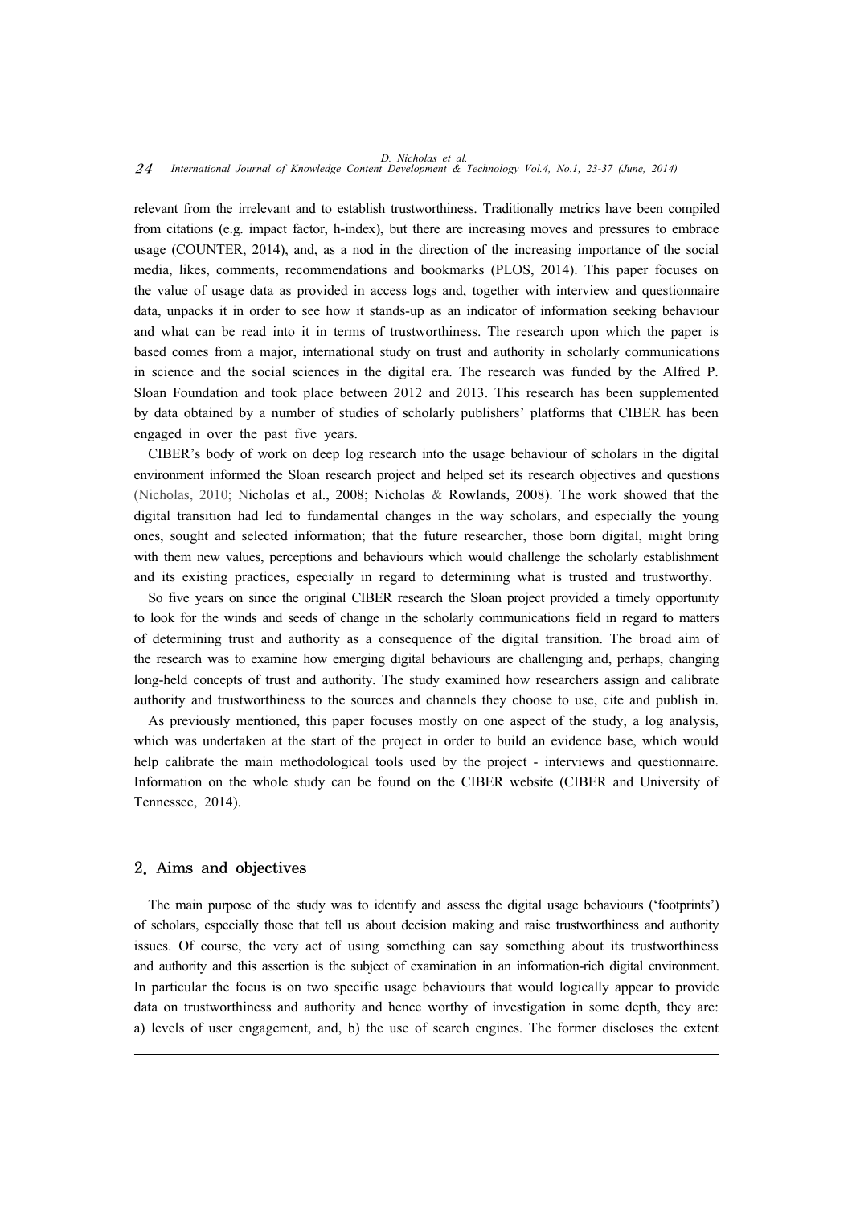relevant from the irrelevant and to establish trustworthiness. Traditionally metrics have been compiled from citations (e.g. impact factor, h-index), but there are increasing moves and pressures to embrace usage (COUNTER, 2014), and, as a nod in the direction of the increasing importance of the social media, likes, comments, recommendations and bookmarks (PLOS, 2014). This paper focuses on the value of usage data as provided in access logs and, together with interview and questionnaire data, unpacks it in order to see how it stands-up as an indicator of information seeking behaviour and what can be read into it in terms of trustworthiness. The research upon which the paper is based comes from a major, international study on trust and authority in scholarly communications in science and the social sciences in the digital era. The research was funded by the Alfred P. Sloan Foundation and took place between 2012 and 2013. This research has been supplemented by data obtained by a number of studies of scholarly publishers' platforms that CIBER has been engaged in over the past five years.

CIBER's body of work on deep log research into the usage behaviour of scholars in the digital environment informed the Sloan research project and helped set its research objectives and questions (Nicholas, 2010; Nicholas et al., 2008; Nicholas & Rowlands, 2008). The work showed that the digital transition had led to fundamental changes in the way scholars, and especially the young ones, sought and selected information; that the future researcher, those born digital, might bring with them new values, perceptions and behaviours which would challenge the scholarly establishment and its existing practices, especially in regard to determining what is trusted and trustworthy.

So five years on since the original CIBER research the Sloan project provided a timely opportunity to look for the winds and seeds of change in the scholarly communications field in regard to matters of determining trust and authority as a consequence of the digital transition. The broad aim of the research was to examine how emerging digital behaviours are challenging and, perhaps, changing long-held concepts of trust and authority. The study examined how researchers assign and calibrate authority and trustworthiness to the sources and channels they choose to use, cite and publish in.

As previously mentioned, this paper focuses mostly on one aspect of the study, a log analysis, which was undertaken at the start of the project in order to build an evidence base, which would help calibrate the main methodological tools used by the project - interviews and questionnaire. Information on the whole study can be found on the CIBER website (CIBER and University of Tennessee, 2014).

## 2. Aims and objectives

The main purpose of the study was to identify and assess the digital usage behaviours ('footprints') of scholars, especially those that tell us about decision making and raise trustworthiness and authority issues. Of course, the very act of using something can say something about its trustworthiness and authority and this assertion is the subject of examination in an information-rich digital environment. In particular the focus is on two specific usage behaviours that would logically appear to provide data on trustworthiness and authority and hence worthy of investigation in some depth, they are: a) levels of user engagement, and, b) the use of search engines. The former discloses the extent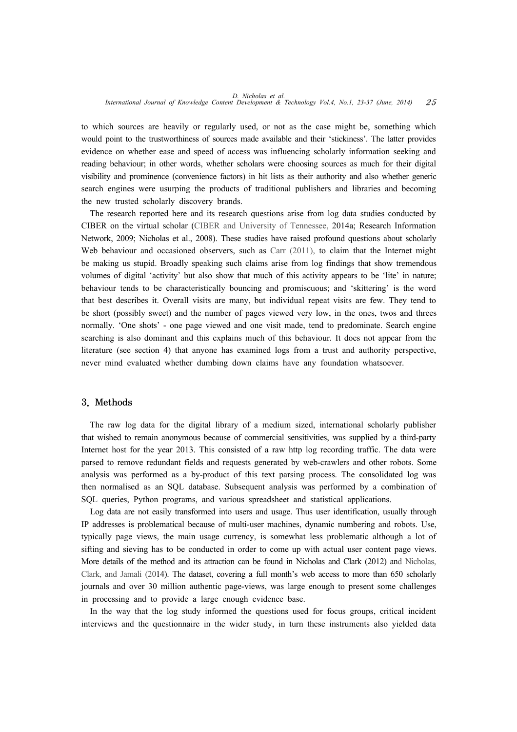to which sources are heavily or regularly used, or not as the case might be, something which would point to the trustworthiness of sources made available and their 'stickiness'. The latter provides evidence on whether ease and speed of access was influencing scholarly information seeking and reading behaviour; in other words, whether scholars were choosing sources as much for their digital visibility and prominence (convenience factors) in hit lists as their authority and also whether generic search engines were usurping the products of traditional publishers and libraries and becoming the new trusted scholarly discovery brands.

The research reported here and its research questions arise from log data studies conducted by CIBER on the virtual scholar (CIBER and University of Tennessee, 2014a; Research Information Network, 2009; Nicholas et al., 2008). These studies have raised profound questions about scholarly Web behaviour and occasioned observers, such as Carr (2011), to claim that the Internet might be making us stupid. Broadly speaking such claims arise from log findings that show tremendous volumes of digital 'activity' but also show that much of this activity appears to be 'lite' in nature; behaviour tends to be characteristically bouncing and promiscuous; and 'skittering' is the word that best describes it. Overall visits are many, but individual repeat visits are few. They tend to be short (possibly sweet) and the number of pages viewed very low, in the ones, twos and threes normally. 'One shots' - one page viewed and one visit made, tend to predominate. Search engine searching is also dominant and this explains much of this behaviour. It does not appear from the literature (see section 4) that anyone has examined logs from a trust and authority perspective, never mind evaluated whether dumbing down claims have any foundation whatsoever.

## 3. Methods

The raw log data for the digital library of a medium sized, international scholarly publisher that wished to remain anonymous because of commercial sensitivities, was supplied by a third-party Internet host for the year 2013. This consisted of a raw http log recording traffic. The data were parsed to remove redundant fields and requests generated by web-crawlers and other robots. Some analysis was performed as a by-product of this text parsing process. The consolidated log was then normalised as an SQL database. Subsequent analysis was performed by a combination of SQL queries, Python programs, and various spreadsheet and statistical applications.

Log data are not easily transformed into users and usage. Thus user identification, usually through IP addresses is problematical because of multi-user machines, dynamic numbering and robots. Use, typically page views, the main usage currency, is somewhat less problematic although a lot of sifting and sieving has to be conducted in order to come up with actual user content page views. More details of the method and its attraction can be found in Nicholas and Clark (2012) and Nicholas, Clark, and Jamali (2014). The dataset, covering a full month's web access to more than 650 scholarly journals and over 30 million authentic page-views, was large enough to present some challenges in processing and to provide a large enough evidence base.

In the way that the log study informed the questions used for focus groups, critical incident interviews and the questionnaire in the wider study, in turn these instruments also yielded data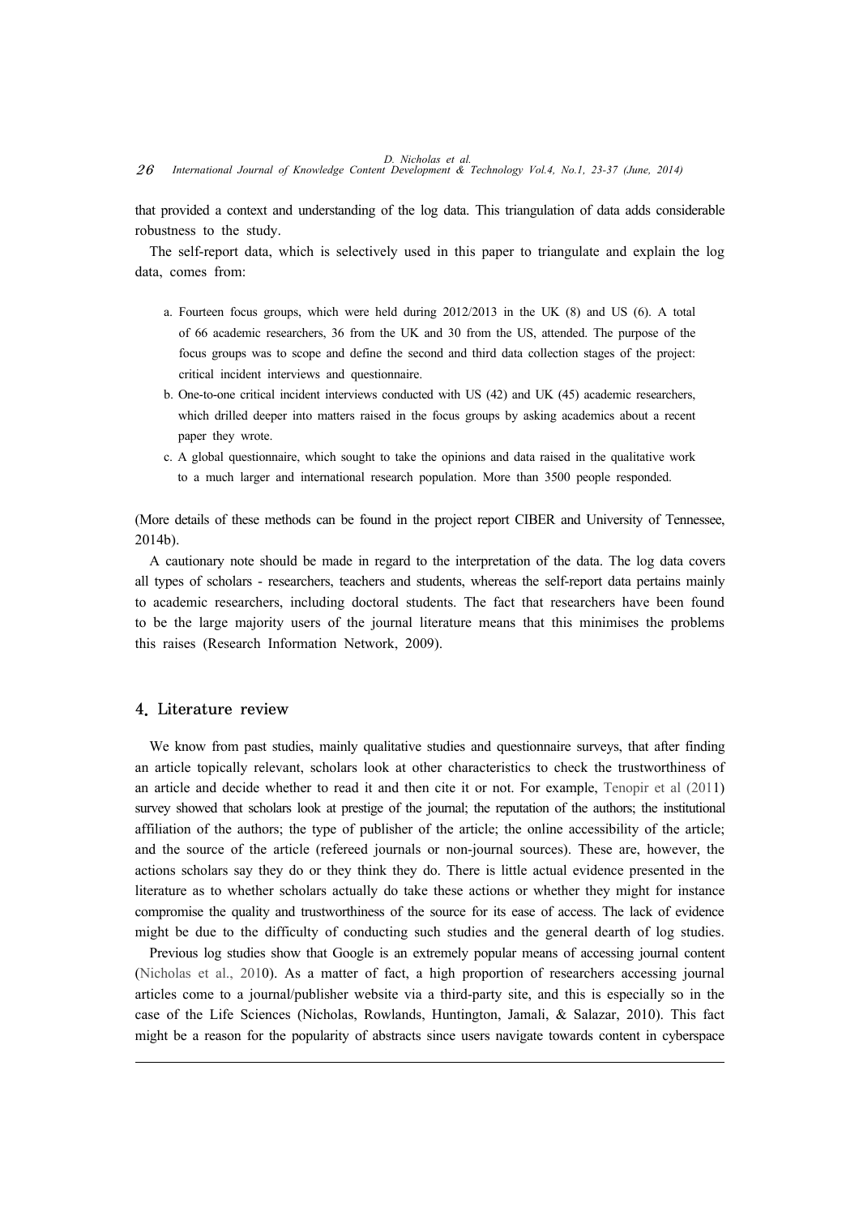that provided a context and understanding of the log data. This triangulation of data adds considerable robustness to the study.

The self-report data, which is selectively used in this paper to triangulate and explain the log data, comes from:

a. Fourteen focus groups, which were held during 2012/2013 in the UK (8) and US (6). A total of 66 academic researchers, 36 from the UK and 30 from the US, attended. The purpose of the focus groups was to scope and define the second and third data collection stages of the project: critical incident interviews and questionnaire.
b. One-to-one critical incident interviews conducted with US (42) and UK (45) academic researchers, which drilled deeper into matters raised in the focus groups by asking academics about a recent paper they wrote.
c. A global questionnaire, which sought to take the opinions and data raised in the qualitative work to a much larger and international research population. More than 3500 people responded.

(More details of these methods can be found in the project report CIBER and University of Tennessee, 2014b).

A cautionary note should be made in regard to the interpretation of the data. The log data covers all types of scholars - researchers, teachers and students, whereas the self-report data pertains mainly to academic researchers, including doctoral students. The fact that researchers have been found to be the large majority users of the journal literature means that this minimises the problems this raises (Research Information Network, 2009).

## 4. Literature review

We know from past studies, mainly qualitative studies and questionnaire surveys, that after finding an article topically relevant, scholars look at other characteristics to check the trustworthiness of an article and decide whether to read it and then cite it or not. For example, Tenopir et al (2011) survey showed that scholars look at prestige of the journal; the reputation of the authors; the institutional affiliation of the authors; the type of publisher of the article; the online accessibility of the article; and the source of the article (refereed journals or non-journal sources). These are, however, the actions scholars say they do or they think they do. There is little actual evidence presented in the literature as to whether scholars actually do take these actions or whether they might for instance compromise the quality and trustworthiness of the source for its ease of access. The lack of evidence might be due to the difficulty of conducting such studies and the general dearth of log studies.

Previous log studies show that Google is an extremely popular means of accessing journal content (Nicholas et al., 2010). As a matter of fact, a high proportion of researchers accessing journal articles come to a journal/publisher website via a third-party site, and this is especially so in the case of the Life Sciences (Nicholas, Rowlands, Huntington, Jamali, & Salazar, 2010). This fact might be a reason for the popularity of abstracts since users navigate towards content in cyberspace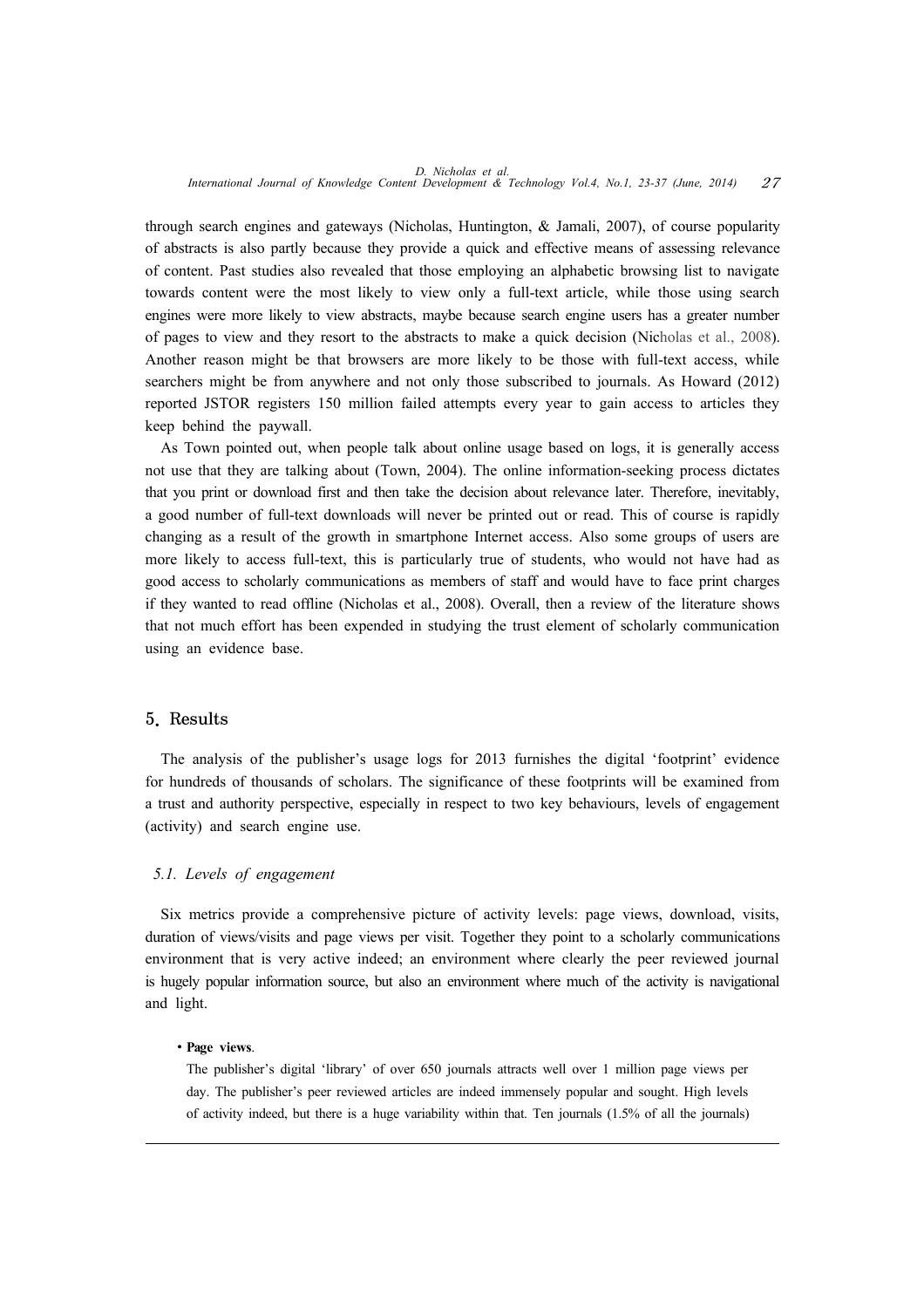through search engines and gateways (Nicholas, Huntington, & Jamali, 2007), of course popularity of abstracts is also partly because they provide a quick and effective means of assessing relevance of content. Past studies also revealed that those employing an alphabetic browsing list to navigate towards content were the most likely to view only a full-text article, while those using search engines were more likely to view abstracts, maybe because search engine users has a greater number of pages to view and they resort to the abstracts to make a quick decision (Nicholas et al., 2008). Another reason might be that browsers are more likely to be those with full-text access, while searchers might be from anywhere and not only those subscribed to journals. As Howard (2012) reported JSTOR registers 150 million failed attempts every year to gain access to articles they keep behind the paywall.

As Town pointed out, when people talk about online usage based on logs, it is generally access not use that they are talking about (Town, 2004). The online information-seeking process dictates that you print or download first and then take the decision about relevance later. Therefore, inevitably, a good number of full-text downloads will never be printed out or read. This of course is rapidly changing as a result of the growth in smartphone Internet access. Also some groups of users are more likely to access full-text, this is particularly true of students, who would not have had as good access to scholarly communications as members of staff and would have to face print charges if they wanted to read offline (Nicholas et al., 2008). Overall, then a review of the literature shows that not much effort has been expended in studying the trust element of scholarly communication using an evidence base.

## 5. Results

The analysis of the publisher's usage logs for 2013 furnishes the digital 'footprint' evidence for hundreds of thousands of scholars. The significance of these footprints will be examined from a trust and authority perspective, especially in respect to two key behaviours, levels of engagement (activity) and search engine use.

### 5.1. Levels of engagement

Six metrics provide a comprehensive picture of activity levels: page views, download, visits, duration of views/visits and page views per visit. Together they point to a scholarly communications environment that is very active indeed; an environment where clearly the peer reviewed journal is hugely popular information source, but also an environment where much of the activity is navigational and light.

- **Page views**.
  The publisher's digital 'library' of over 650 journals attracts well over 1 million page views per day. The publisher's peer reviewed articles are indeed immensely popular and sought. High levels of activity indeed, but there is a huge variability within that. Ten journals (1.5% of all the journals)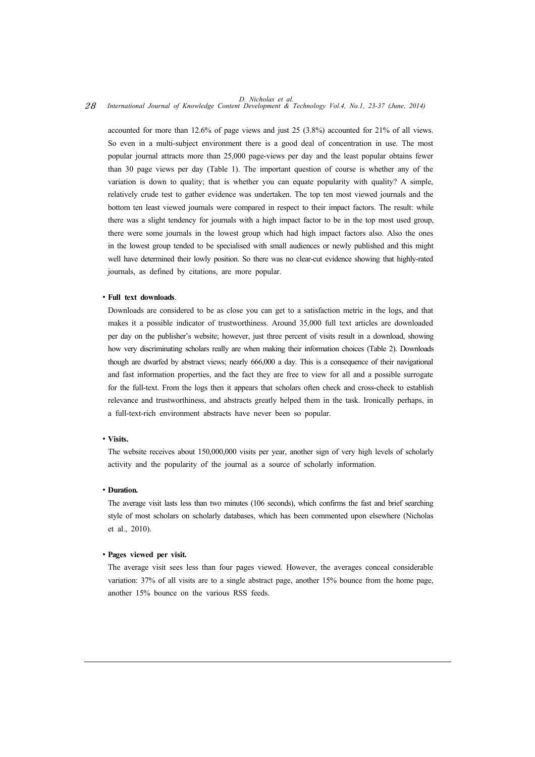accounted for more than 12.6% of page views and just 25 (3.8%) accounted for 21% of all views. So even in a multi-subject environment there is a good deal of concentration in use. The most popular journal attracts more than 25,000 page-views per day and the least popular obtains fewer than 30 page views per day (Table 1). The important question of course is whether any of the variation is down to quality; that is whether you can equate popularity with quality? A simple, relatively crude test to gather evidence was undertaken. The top ten most viewed journals and the bottom ten least viewed journals were compared in respect to their impact factors. The result: while there was a slight tendency for journals with a high impact factor to be in the top most used group, there were some journals in the lowest group which had high impact factors also. Also the ones in the lowest group tended to be specialised with small audiences or newly published and this might well have determined their lowly position. So there was no clear-cut evidence showing that highly-rated journals, as defined by citations, are more popular.

- **Full text downloads**.
  Downloads are considered to be as close you can get to a satisfaction metric in the logs, and that makes it a possible indicator of trustworthiness. Around 35,000 full text articles are downloaded per day on the publisher's website; however, just three percent of visits result in a download, showing how very discriminating scholars really are when making their information choices (Table 2). Downloads though are dwarfed by abstract views; nearly 666,000 a day. This is a consequence of their navigational and fast information properties, and the fact they are free to view for all and a possible surrogate for the full-text. From the logs then it appears that scholars often check and cross-check to establish relevance and trustworthiness, and abstracts greatly helped them in the task. Ironically perhaps, in a full-text-rich environment abstracts have never been so popular.

- **Visits.**
  The website receives about 150,000,000 visits per year, another sign of very high levels of scholarly activity and the popularity of the journal as a source of scholarly information.

- **Duration.**
  The average visit lasts less than two minutes (106 seconds), which confirms the fast and brief searching style of most scholars on scholarly databases, which has been commented upon elsewhere (Nicholas et al., 2010).

- **Pages viewed per visit.**
  The average visit sees less than four pages viewed. However, the averages conceal considerable variation: 37% of all visits are to a single abstract page, another 15% bounce from the home page, another 15% bounce on the various RSS feeds.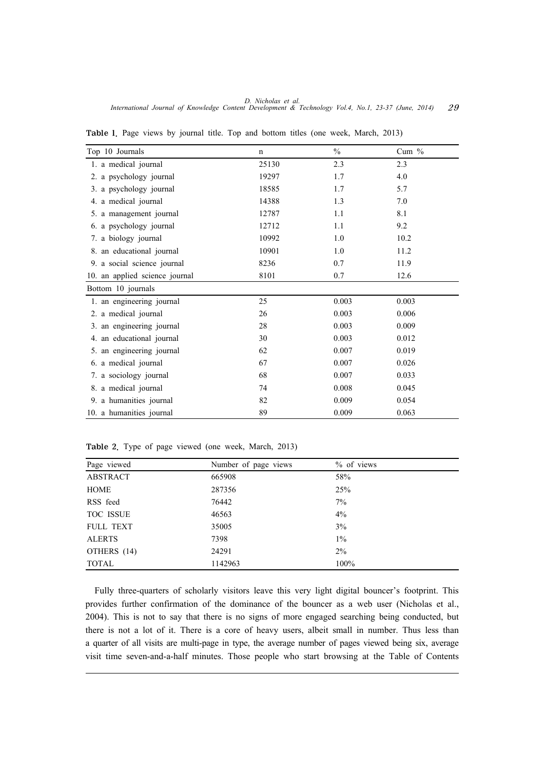**Table 1.** Page views by journal title. Top and bottom titles (one week, March, 2013)

| Top 10 Journals | n | % | Cum % |
|---|---|---|---|
| 1. a medical journal | 25130 | 2.3 | 2.3 |
| 2. a psychology journal | 19297 | 1.7 | 4.0 |
| 3. a psychology journal | 18585 | 1.7 | 5.7 |
| 4. a medical journal | 14388 | 1.3 | 7.0 |
| 5. a management journal | 12787 | 1.1 | 8.1 |
| 6. a psychology journal | 12712 | 1.1 | 9.2 |
| 7. a biology journal | 10992 | 1.0 | 10.2 |
| 8. an educational journal | 10901 | 1.0 | 11.2 |
| 9. a social science journal | 8236 | 0.7 | 11.9 |
| 10. an applied science journal | 8101 | 0.7 | 12.6 |
| Bottom 10 journals | | | |
| 1. an engineering journal | 25 | 0.003 | 0.003 |
| 2. a medical journal | 26 | 0.003 | 0.006 |
| 3. an engineering journal | 28 | 0.003 | 0.009 |
| 4. an educational journal | 30 | 0.003 | 0.012 |
| 5. an engineering journal | 62 | 0.007 | 0.019 |
| 6. a medical journal | 67 | 0.007 | 0.026 |
| 7. a sociology journal | 68 | 0.007 | 0.033 |
| 8. a medical journal | 74 | 0.008 | 0.045 |
| 9. a humanities journal | 82 | 0.009 | 0.054 |
| 10. a humanities journal | 89 | 0.009 | 0.063 |

**Table 2.** Type of page viewed (one week, March, 2013)

| Page viewed | Number of page views | % of views |
|---|---|---|
| ABSTRACT | 665908 | 58% |
| HOME | 287356 | 25% |
| RSS feed | 76442 | 7% |
| TOC ISSUE | 46563 | 4% |
| FULL TEXT | 35005 | 3% |
| ALERTS | 7398 | 1% |
| OTHERS (14) | 24291 | 2% |
| TOTAL | 1142963 | 100% |

Fully three-quarters of scholarly visitors leave this very light digital bouncer's footprint. This provides further confirmation of the dominance of the bouncer as a web user (Nicholas et al., 2004). This is not to say that there is no signs of more engaged searching being conducted, but there is not a lot of it. There is a core of heavy users, albeit small in number. Thus less than a quarter of all visits are multi-page in type, the average number of pages viewed being six, average visit time seven-and-a-half minutes. Those people who start browsing at the Table of Contents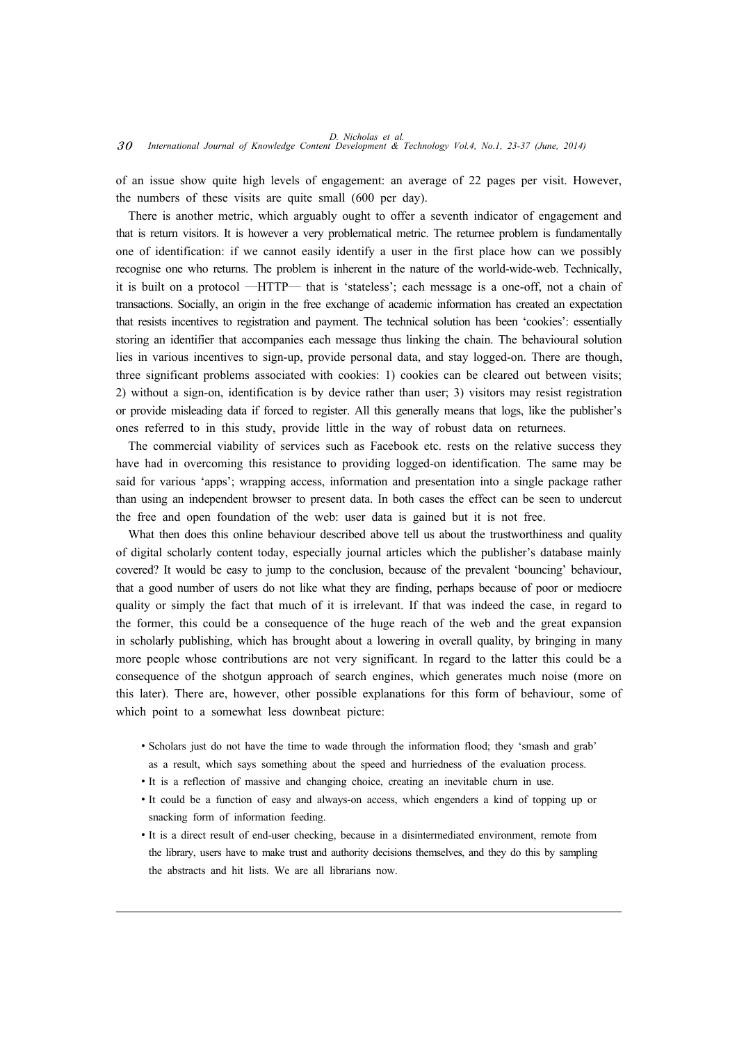of an issue show quite high levels of engagement: an average of 22 pages per visit. However, the numbers of these visits are quite small (600 per day).

There is another metric, which arguably ought to offer a seventh indicator of engagement and that is return visitors. It is however a very problematical metric. The returnee problem is fundamentally one of identification: if we cannot easily identify a user in the first place how can we possibly recognise one who returns. The problem is inherent in the nature of the world-wide-web. Technically, it is built on a protocol —HTTP— that is 'stateless'; each message is a one-off, not a chain of transactions. Socially, an origin in the free exchange of academic information has created an expectation that resists incentives to registration and payment. The technical solution has been 'cookies': essentially storing an identifier that accompanies each message thus linking the chain. The behavioural solution lies in various incentives to sign-up, provide personal data, and stay logged-on. There are though, three significant problems associated with cookies: 1) cookies can be cleared out between visits; 2) without a sign-on, identification is by device rather than user; 3) visitors may resist registration or provide misleading data if forced to register. All this generally means that logs, like the publisher's ones referred to in this study, provide little in the way of robust data on returnees.

The commercial viability of services such as Facebook etc. rests on the relative success they have had in overcoming this resistance to providing logged-on identification. The same may be said for various 'apps'; wrapping access, information and presentation into a single package rather than using an independent browser to present data. In both cases the effect can be seen to undercut the free and open foundation of the web: user data is gained but it is not free.

What then does this online behaviour described above tell us about the trustworthiness and quality of digital scholarly content today, especially journal articles which the publisher's database mainly covered? It would be easy to jump to the conclusion, because of the prevalent 'bouncing' behaviour, that a good number of users do not like what they are finding, perhaps because of poor or mediocre quality or simply the fact that much of it is irrelevant. If that was indeed the case, in regard to the former, this could be a consequence of the huge reach of the web and the great expansion in scholarly publishing, which has brought about a lowering in overall quality, by bringing in many more people whose contributions are not very significant. In regard to the latter this could be a consequence of the shotgun approach of search engines, which generates much noise (more on this later). There are, however, other possible explanations for this form of behaviour, some of which point to a somewhat less downbeat picture:

- Scholars just do not have the time to wade through the information flood; they 'smash and grab' as a result, which says something about the speed and hurriedness of the evaluation process.
- It is a reflection of massive and changing choice, creating an inevitable churn in use.
- It could be a function of easy and always-on access, which engenders a kind of topping up or snacking form of information feeding.
- It is a direct result of end-user checking, because in a disintermediated environment, remote from the library, users have to make trust and authority decisions themselves, and they do this by sampling the abstracts and hit lists. We are all librarians now.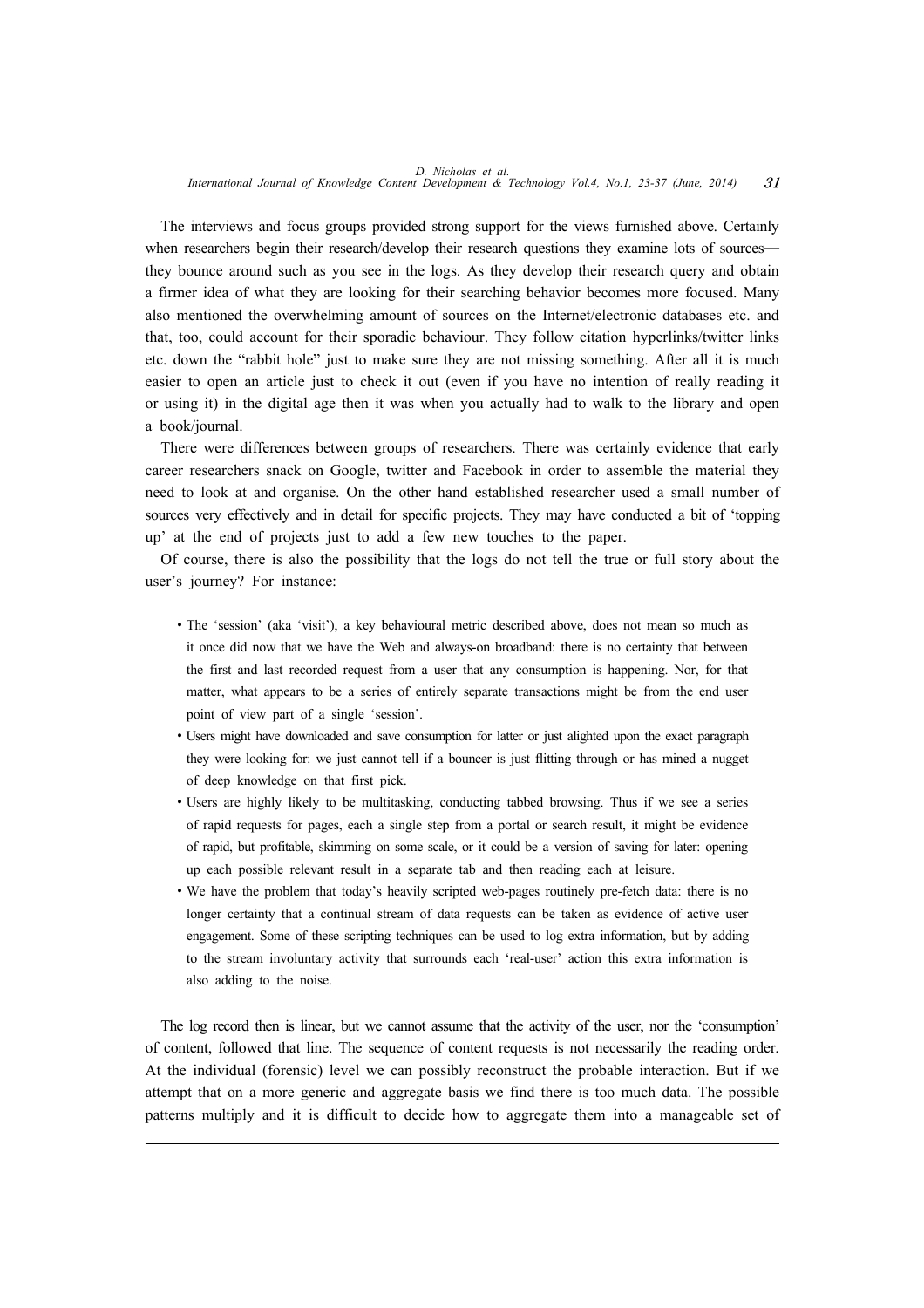The interviews and focus groups provided strong support for the views furnished above. Certainly when researchers begin their research/develop their research questions they examine lots of sources—they bounce around such as you see in the logs. As they develop their research query and obtain a firmer idea of what they are looking for their searching behavior becomes more focused. Many also mentioned the overwhelming amount of sources on the Internet/electronic databases etc. and that, too, could account for their sporadic behaviour. They follow citation hyperlinks/twitter links etc. down the "rabbit hole" just to make sure they are not missing something. After all it is much easier to open an article just to check it out (even if you have no intention of really reading it or using it) in the digital age then it was when you actually had to walk to the library and open a book/journal.

There were differences between groups of researchers. There was certainly evidence that early career researchers snack on Google, twitter and Facebook in order to assemble the material they need to look at and organise. On the other hand established researcher used a small number of sources very effectively and in detail for specific projects. They may have conducted a bit of 'topping up' at the end of projects just to add a few new touches to the paper.

Of course, there is also the possibility that the logs do not tell the true or full story about the user's journey? For instance:

- The 'session' (aka 'visit'), a key behavioural metric described above, does not mean so much as it once did now that we have the Web and always-on broadband: there is no certainty that between the first and last recorded request from a user that any consumption is happening. Nor, for that matter, what appears to be a series of entirely separate transactions might be from the end user point of view part of a single 'session'.
- Users might have downloaded and save consumption for latter or just alighted upon the exact paragraph they were looking for: we just cannot tell if a bouncer is just flitting through or has mined a nugget of deep knowledge on that first pick.
- Users are highly likely to be multitasking, conducting tabbed browsing. Thus if we see a series of rapid requests for pages, each a single step from a portal or search result, it might be evidence of rapid, but profitable, skimming on some scale, or it could be a version of saving for later: opening up each possible relevant result in a separate tab and then reading each at leisure.
- We have the problem that today's heavily scripted web-pages routinely pre-fetch data: there is no longer certainty that a continual stream of data requests can be taken as evidence of active user engagement. Some of these scripting techniques can be used to log extra information, but by adding to the stream involuntary activity that surrounds each 'real-user' action this extra information is also adding to the noise.

The log record then is linear, but we cannot assume that the activity of the user, nor the 'consumption' of content, followed that line. The sequence of content requests is not necessarily the reading order. At the individual (forensic) level we can possibly reconstruct the probable interaction. But if we attempt that on a more generic and aggregate basis we find there is too much data. The possible patterns multiply and it is difficult to decide how to aggregate them into a manageable set of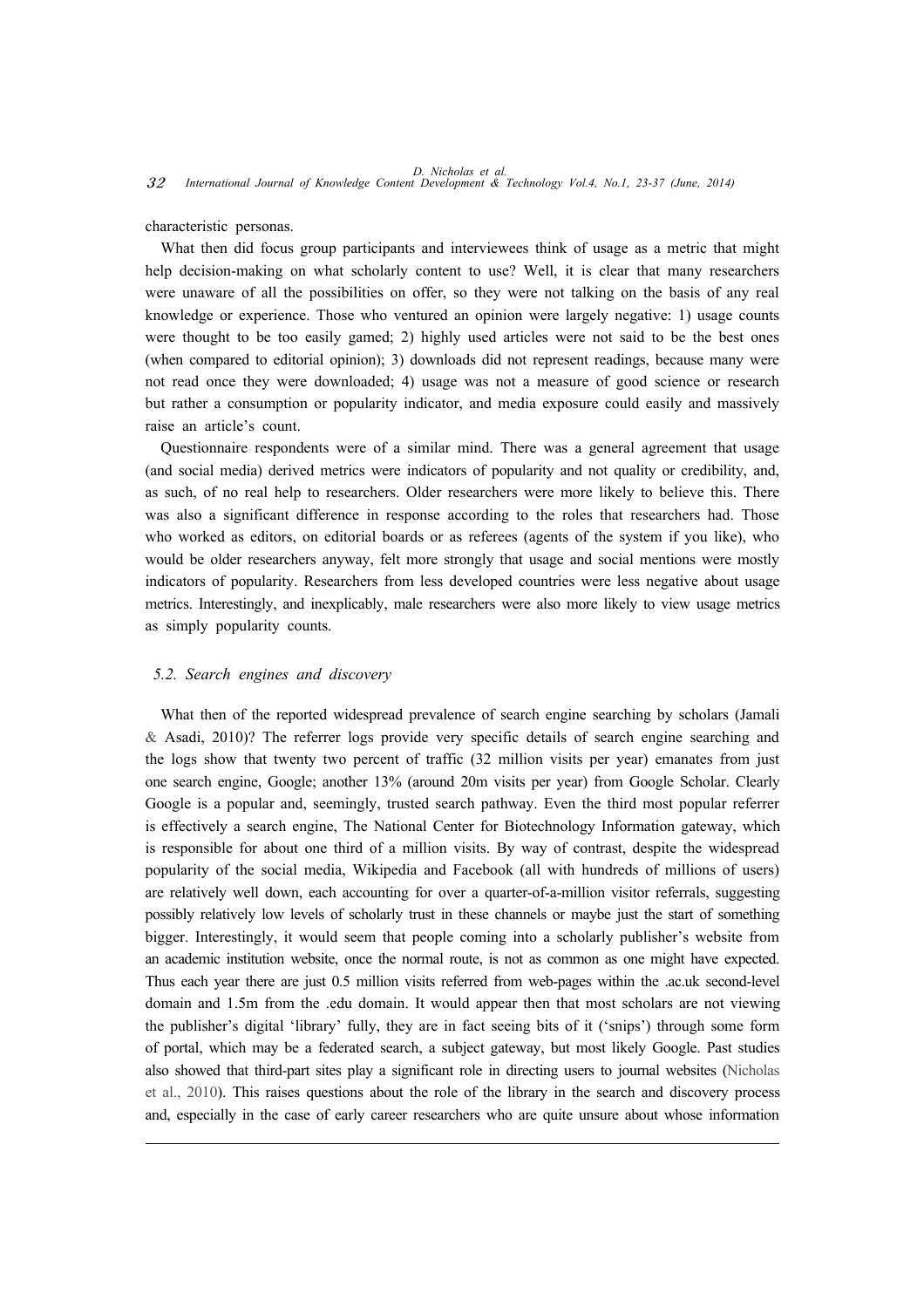characteristic personas.

What then did focus group participants and interviewees think of usage as a metric that might help decision-making on what scholarly content to use? Well, it is clear that many researchers were unaware of all the possibilities on offer, so they were not talking on the basis of any real knowledge or experience. Those who ventured an opinion were largely negative: 1) usage counts were thought to be too easily gamed; 2) highly used articles were not said to be the best ones (when compared to editorial opinion); 3) downloads did not represent readings, because many were not read once they were downloaded; 4) usage was not a measure of good science or research but rather a consumption or popularity indicator, and media exposure could easily and massively raise an article's count.

Questionnaire respondents were of a similar mind. There was a general agreement that usage (and social media) derived metrics were indicators of popularity and not quality or credibility, and, as such, of no real help to researchers. Older researchers were more likely to believe this. There was also a significant difference in response according to the roles that researchers had. Those who worked as editors, on editorial boards or as referees (agents of the system if you like), who would be older researchers anyway, felt more strongly that usage and social mentions were mostly indicators of popularity. Researchers from less developed countries were less negative about usage metrics. Interestingly, and inexplicably, male researchers were also more likely to view usage metrics as simply popularity counts.

### *5.2. Search engines and discovery*

What then of the reported widespread prevalence of search engine searching by scholars (Jamali & Asadi, 2010)? The referrer logs provide very specific details of search engine searching and the logs show that twenty two percent of traffic (32 million visits per year) emanates from just one search engine, Google; another 13% (around 20m visits per year) from Google Scholar. Clearly Google is a popular and, seemingly, trusted search pathway. Even the third most popular referrer is effectively a search engine, The National Center for Biotechnology Information gateway, which is responsible for about one third of a million visits. By way of contrast, despite the widespread popularity of the social media, Wikipedia and Facebook (all with hundreds of millions of users) are relatively well down, each accounting for over a quarter-of-a-million visitor referrals, suggesting possibly relatively low levels of scholarly trust in these channels or maybe just the start of something bigger. Interestingly, it would seem that people coming into a scholarly publisher's website from an academic institution website, once the normal route, is not as common as one might have expected. Thus each year there are just 0.5 million visits referred from web-pages within the .ac.uk second-level domain and 1.5m from the .edu domain. It would appear then that most scholars are not viewing the publisher's digital 'library' fully, they are in fact seeing bits of it ('snips') through some form of portal, which may be a federated search, a subject gateway, but most likely Google. Past studies also showed that third-part sites play a significant role in directing users to journal websites (Nicholas et al., 2010). This raises questions about the role of the library in the search and discovery process and, especially in the case of early career researchers who are quite unsure about whose information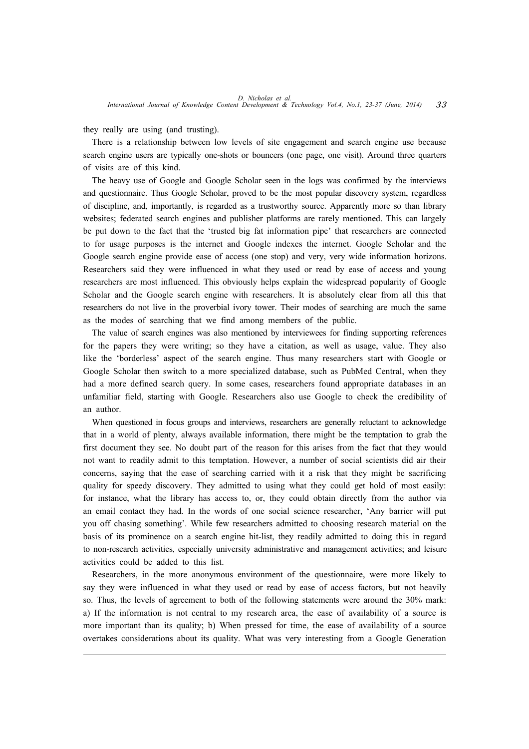they really are using (and trusting).

There is a relationship between low levels of site engagement and search engine use because search engine users are typically one-shots or bouncers (one page, one visit). Around three quarters of visits are of this kind.

The heavy use of Google and Google Scholar seen in the logs was confirmed by the interviews and questionnaire. Thus Google Scholar, proved to be the most popular discovery system, regardless of discipline, and, importantly, is regarded as a trustworthy source. Apparently more so than library websites; federated search engines and publisher platforms are rarely mentioned. This can largely be put down to the fact that the 'trusted big fat information pipe' that researchers are connected to for usage purposes is the internet and Google indexes the internet. Google Scholar and the Google search engine provide ease of access (one stop) and very, very wide information horizons. Researchers said they were influenced in what they used or read by ease of access and young researchers are most influenced. This obviously helps explain the widespread popularity of Google Scholar and the Google search engine with researchers. It is absolutely clear from all this that researchers do not live in the proverbial ivory tower. Their modes of searching are much the same as the modes of searching that we find among members of the public.

The value of search engines was also mentioned by interviewees for finding supporting references for the papers they were writing; so they have a citation, as well as usage, value. They also like the 'borderless' aspect of the search engine. Thus many researchers start with Google or Google Scholar then switch to a more specialized database, such as PubMed Central, when they had a more defined search query. In some cases, researchers found appropriate databases in an unfamiliar field, starting with Google. Researchers also use Google to check the credibility of an author.

When questioned in focus groups and interviews, researchers are generally reluctant to acknowledge that in a world of plenty, always available information, there might be the temptation to grab the first document they see. No doubt part of the reason for this arises from the fact that they would not want to readily admit to this temptation. However, a number of social scientists did air their concerns, saying that the ease of searching carried with it a risk that they might be sacrificing quality for speedy discovery. They admitted to using what they could get hold of most easily: for instance, what the library has access to, or, they could obtain directly from the author via an email contact they had. In the words of one social science researcher, 'Any barrier will put you off chasing something'. While few researchers admitted to choosing research material on the basis of its prominence on a search engine hit-list, they readily admitted to doing this in regard to non-research activities, especially university administrative and management activities; and leisure activities could be added to this list.

Researchers, in the more anonymous environment of the questionnaire, were more likely to say they were influenced in what they used or read by ease of access factors, but not heavily so. Thus, the levels of agreement to both of the following statements were around the 30% mark: a) If the information is not central to my research area, the ease of availability of a source is more important than its quality; b) When pressed for time, the ease of availability of a source overtakes considerations about its quality. What was very interesting from a Google Generation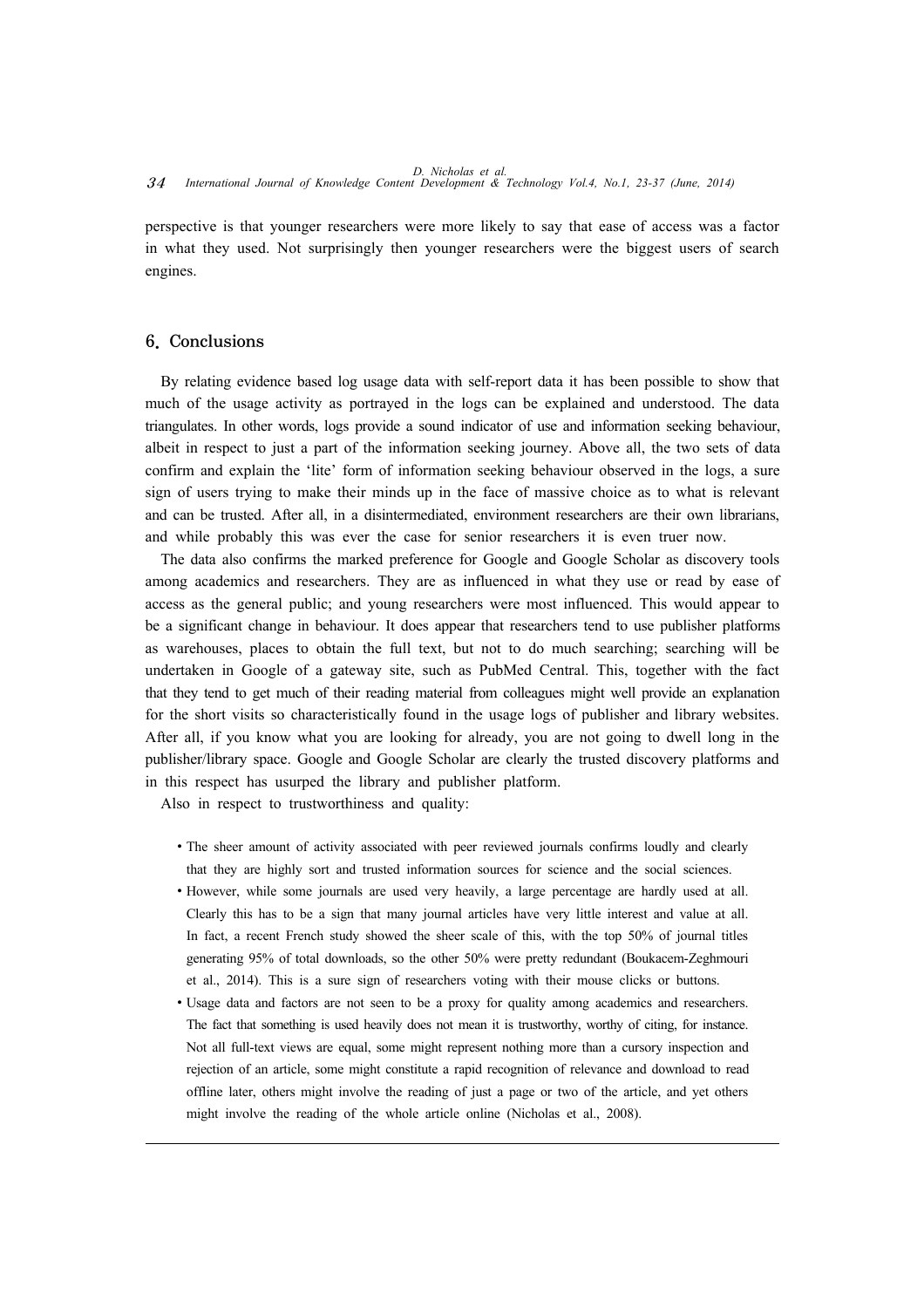perspective is that younger researchers were more likely to say that ease of access was a factor in what they used. Not surprisingly then younger researchers were the biggest users of search engines.

## 6. Conclusions

By relating evidence based log usage data with self-report data it has been possible to show that much of the usage activity as portrayed in the logs can be explained and understood. The data triangulates. In other words, logs provide a sound indicator of use and information seeking behaviour, albeit in respect to just a part of the information seeking journey. Above all, the two sets of data confirm and explain the 'lite' form of information seeking behaviour observed in the logs, a sure sign of users trying to make their minds up in the face of massive choice as to what is relevant and can be trusted. After all, in a disintermediated, environment researchers are their own librarians, and while probably this was ever the case for senior researchers it is even truer now.

The data also confirms the marked preference for Google and Google Scholar as discovery tools among academics and researchers. They are as influenced in what they use or read by ease of access as the general public; and young researchers were most influenced. This would appear to be a significant change in behaviour. It does appear that researchers tend to use publisher platforms as warehouses, places to obtain the full text, but not to do much searching; searching will be undertaken in Google of a gateway site, such as PubMed Central. This, together with the fact that they tend to get much of their reading material from colleagues might well provide an explanation for the short visits so characteristically found in the usage logs of publisher and library websites. After all, if you know what you are looking for already, you are not going to dwell long in the publisher/library space. Google and Google Scholar are clearly the trusted discovery platforms and in this respect has usurped the library and publisher platform.

Also in respect to trustworthiness and quality:

- The sheer amount of activity associated with peer reviewed journals confirms loudly and clearly that they are highly sort and trusted information sources for science and the social sciences.
- However, while some journals are used very heavily, a large percentage are hardly used at all. Clearly this has to be a sign that many journal articles have very little interest and value at all. In fact, a recent French study showed the sheer scale of this, with the top 50% of journal titles generating 95% of total downloads, so the other 50% were pretty redundant (Boukacem-Zeghmouri et al., 2014). This is a sure sign of researchers voting with their mouse clicks or buttons.
- Usage data and factors are not seen to be a proxy for quality among academics and researchers. The fact that something is used heavily does not mean it is trustworthy, worthy of citing, for instance. Not all full-text views are equal, some might represent nothing more than a cursory inspection and rejection of an article, some might constitute a rapid recognition of relevance and download to read offline later, others might involve the reading of just a page or two of the article, and yet others might involve the reading of the whole article online (Nicholas et al., 2008).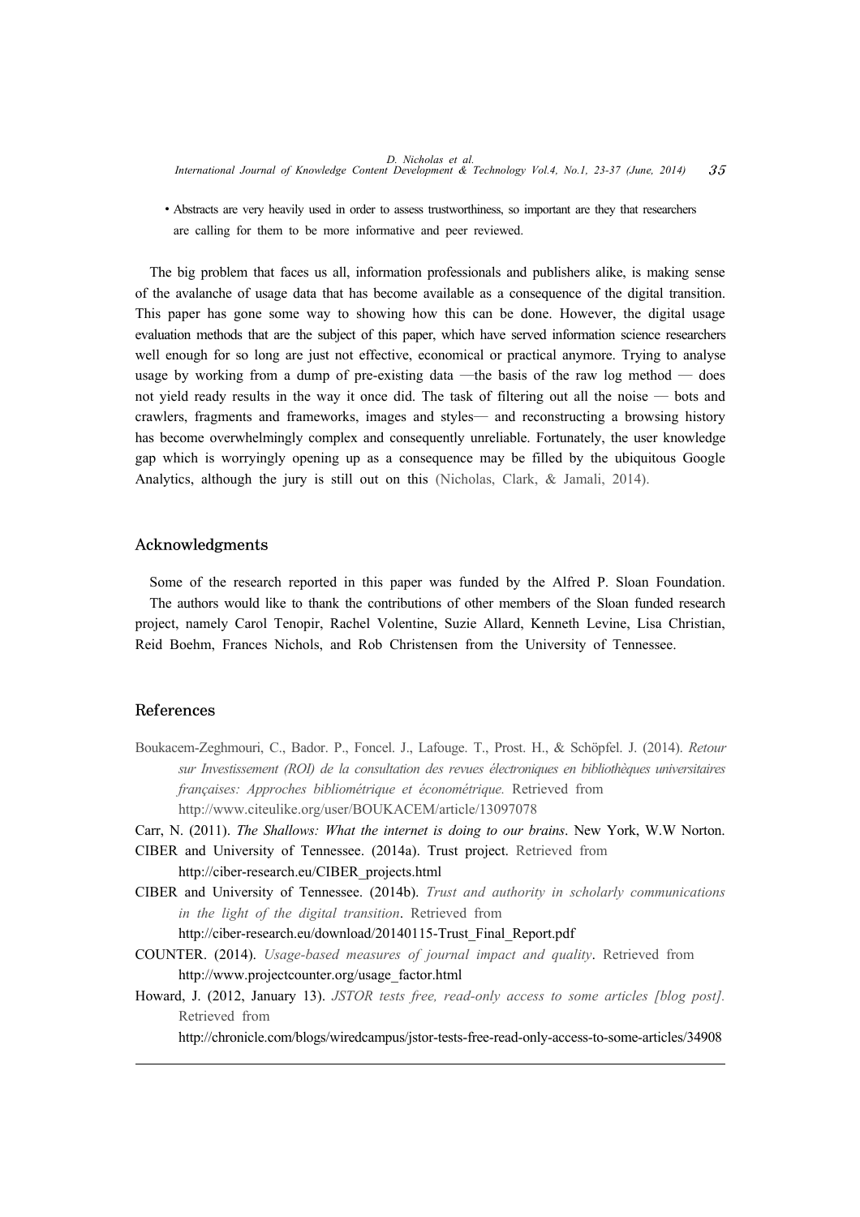- Abstracts are very heavily used in order to assess trustworthiness, so important are they that researchers are calling for them to be more informative and peer reviewed.

The big problem that faces us all, information professionals and publishers alike, is making sense of the avalanche of usage data that has become available as a consequence of the digital transition. This paper has gone some way to showing how this can be done. However, the digital usage evaluation methods that are the subject of this paper, which have served information science researchers well enough for so long are just not effective, economical or practical anymore. Trying to analyse usage by working from a dump of pre-existing data —the basis of the raw log method — does not yield ready results in the way it once did. The task of filtering out all the noise — bots and crawlers, fragments and frameworks, images and styles— and reconstructing a browsing history has become overwhelmingly complex and consequently unreliable. Fortunately, the user knowledge gap which is worryingly opening up as a consequence may be filled by the ubiquitous Google Analytics, although the jury is still out on this (Nicholas, Clark, & Jamali, 2014).

## Acknowledgments

Some of the research reported in this paper was funded by the Alfred P. Sloan Foundation. The authors would like to thank the contributions of other members of the Sloan funded research project, namely Carol Tenopir, Rachel Volentine, Suzie Allard, Kenneth Levine, Lisa Christian, Reid Boehm, Frances Nichols, and Rob Christensen from the University of Tennessee.

## References

Boukacem-Zeghmouri, C., Bador. P., Foncel. J., Lafouge. T., Prost. H., & Schöpfel. J. (2014). *Retour sur Investissement (ROI) de la consultation des revues électroniques en bibliothèques universitaires françaises: Approches bibliométrique et économétrique.* Retrieved from http://www.citeulike.org/user/BOUKACEM/article/13097078

Carr, N. (2011). *The Shallows: What the internet is doing to our brains*. New York, W.W Norton.

CIBER and University of Tennessee. (2014a). Trust project. Retrieved from http://ciber-research.eu/CIBER_projects.html

CIBER and University of Tennessee. (2014b). *Trust and authority in scholarly communications in the light of the digital transition*. Retrieved from http://ciber-research.eu/download/20140115-Trust_Final_Report.pdf

COUNTER. (2014). *Usage-based measures of journal impact and quality*. Retrieved from http://www.projectcounter.org/usage_factor.html

Howard, J. (2012, January 13). *JSTOR tests free, read-only access to some articles [blog post].* Retrieved from http://chronicle.com/blogs/wiredcampus/jstor-tests-free-read-only-access-to-some-articles/34908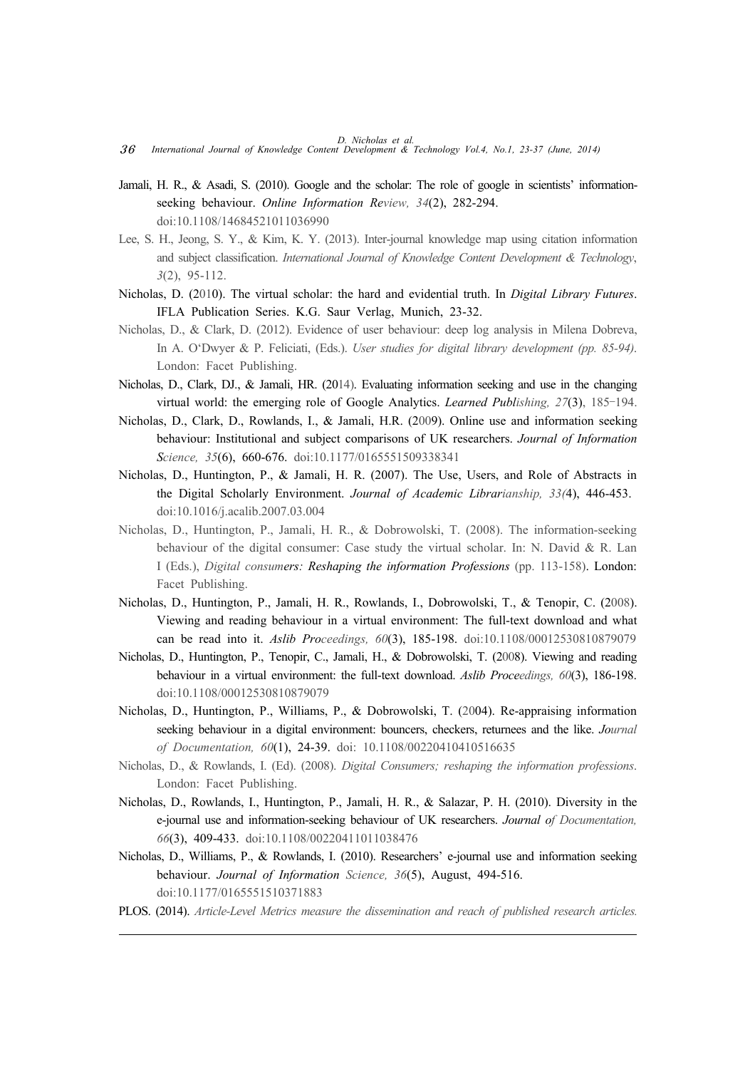Jamali, H. R., & Asadi, S. (2010). Google and the scholar: The role of google in scientists' information-seeking behaviour. *Online Information Review, 34*(2), 282-294. doi:10.1108/14684521011036990

Lee, S. H., Jeong, S. Y., & Kim, K. Y. (2013). Inter-journal knowledge map using citation information and subject classification. *International Journal of Knowledge Content Development & Technology*, *3*(2), 95-112.

Nicholas, D. (2010). The virtual scholar: the hard and evidential truth. In *Digital Library Futures*. IFLA Publication Series. K.G. Saur Verlag, Munich, 23-32.

Nicholas, D., & Clark, D. (2012). Evidence of user behaviour: deep log analysis in Milena Dobreva, In A. O'Dwyer & P. Feliciati, (Eds.). *User studies for digital library development (pp. 85-94)*. London: Facet Publishing.

Nicholas, D., Clark, DJ., & Jamali, HR. (2014). Evaluating information seeking and use in the changing virtual world: the emerging role of Google Analytics. *Learned Publishing, 27*(3), 185-194.

Nicholas, D., Clark, D., Rowlands, I., & Jamali, H.R. (2009). Online use and information seeking behaviour: Institutional and subject comparisons of UK researchers. *Journal of Information Science, 35*(6), 660-676. doi:10.1177/0165551509338341

Nicholas, D., Huntington, P., & Jamali, H. R. (2007). The Use, Users, and Role of Abstracts in the Digital Scholarly Environment. *Journal of Academic Librarianship, 33(*4), 446-453. doi:10.1016/j.acalib.2007.03.004

Nicholas, D., Huntington, P., Jamali, H. R., & Dobrowolski, T. (2008). The information-seeking behaviour of the digital consumer: Case study the virtual scholar. In: N. David & R. Lan I (Eds.), *Digital consumers: Reshaping the information Professions* (pp. 113-158). London: Facet Publishing.

Nicholas, D., Huntington, P., Jamali, H. R., Rowlands, I., Dobrowolski, T., & Tenopir, C. (2008). Viewing and reading behaviour in a virtual environment: The full-text download and what can be read into it. *Aslib Proceedings, 60*(3), 185-198. doi:10.1108/00012530810879079

Nicholas, D., Huntington, P., Tenopir, C., Jamali, H., & Dobrowolski, T. (2008). Viewing and reading behaviour in a virtual environment: the full-text download. *Aslib Proceedings, 60*(3), 186-198. doi:10.1108/00012530810879079

Nicholas, D., Huntington, P., Williams, P., & Dobrowolski, T. (2004). Re-appraising information seeking behaviour in a digital environment: bouncers, checkers, returnees and the like. *Journal of Documentation, 60*(1), 24-39. doi: 10.1108/00220410410516635

Nicholas, D., & Rowlands, I. (Ed). (2008). *Digital Consumers; reshaping the information professions*. London: Facet Publishing.

Nicholas, D., Rowlands, I., Huntington, P., Jamali, H. R., & Salazar, P. H. (2010). Diversity in the e-journal use and information-seeking behaviour of UK researchers. *Journal of Documentation, 66*(3), 409-433. doi:10.1108/00220411011038476

Nicholas, D., Williams, P., & Rowlands, I. (2010). Researchers' e-journal use and information seeking behaviour. *Journal of Information Science, 36*(5), August, 494-516. doi:10.1177/0165551510371883

PLOS. (2014). *Article-Level Metrics measure the dissemination and reach of published research articles.*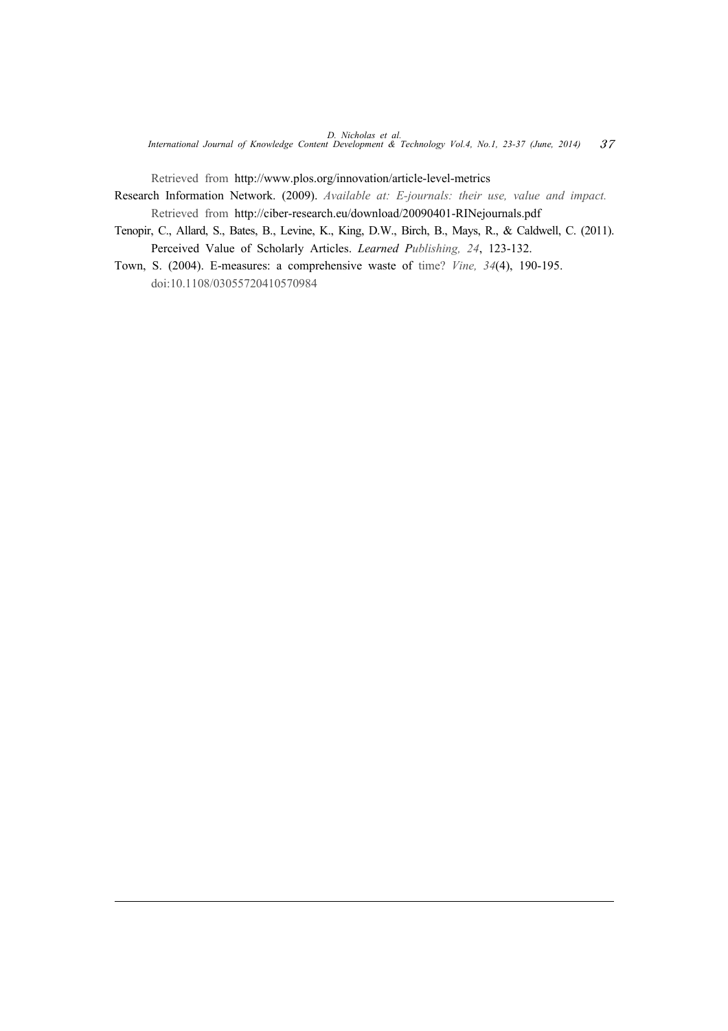Retrieved from http://www.plos.org/innovation/article-level-metrics

Research Information Network. (2009). *Available at: E-journals: their use, value and impact.* Retrieved from http://ciber-research.eu/download/20090401-RINejournals.pdf

Tenopir, C., Allard, S., Bates, B., Levine, K., King, D.W., Birch, B., Mays, R., & Caldwell, C. (2011). Perceived Value of Scholarly Articles. *Learned Publishing, 24*, 123-132.

Town, S. (2004). E-measures: a comprehensive waste of time? *Vine, 34*(4), 190-195. doi:10.1108/03055720410570984